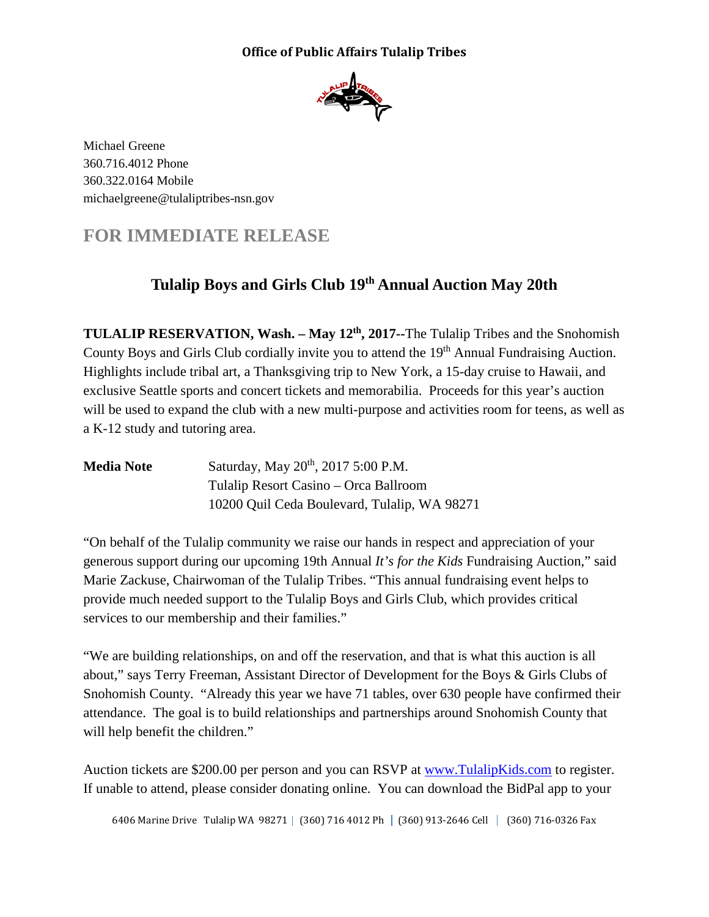**Office of Public Affairs Tulalip Tribes**

Michael Greene
360.716.4012 Phone
360.322.0164 Mobile
michaelgreene@tulaliptribes-nsn.gov

## FOR IMMEDIATE RELEASE

# Tulalip Boys and Girls Club 19th Annual Auction May 20th

**TULALIP RESERVATION, Wash. – May 12th, 2017**--The Tulalip Tribes and the Snohomish County Boys and Girls Club cordially invite you to attend the 19th Annual Fundraising Auction. Highlights include tribal art, a Thanksgiving trip to New York, a 15-day cruise to Hawaii, and exclusive Seattle sports and concert tickets and memorabilia. Proceeds for this year's auction will be used to expand the club with a new multi-purpose and activities room for teens, as well as a K-12 study and tutoring area.

**Media Note**

Saturday, May 20th, 2017 5:00 P.M.
Tulalip Resort Casino – Orca Ballroom
10200 Quil Ceda Boulevard, Tulalip, WA 98271

"On behalf of the Tulalip community we raise our hands in respect and appreciation of your generous support during our upcoming 19th Annual *It's for the Kids* Fundraising Auction," said Marie Zackuse, Chairwoman of the Tulalip Tribes. "This annual fundraising event helps to provide much needed support to the Tulalip Boys and Girls Club, which provides critical services to our membership and their families."

"We are building relationships, on and off the reservation, and that is what this auction is all about," says Terry Freeman, Assistant Director of Development for the Boys & Girls Clubs of Snohomish County. "Already this year we have 71 tables, over 630 people have confirmed their attendance. The goal is to build relationships and partnerships around Snohomish County that will help benefit the children."

Auction tickets are $200.00 per person and you can RSVP at www.TulalipKids.com to register. If unable to attend, please consider donating online. You can download the BidPal app to your

6406 Marine Drive Tulalip WA 98271 | (360) 716 4012 Ph | (360) 913-2646 Cell | (360) 716-0326 Fax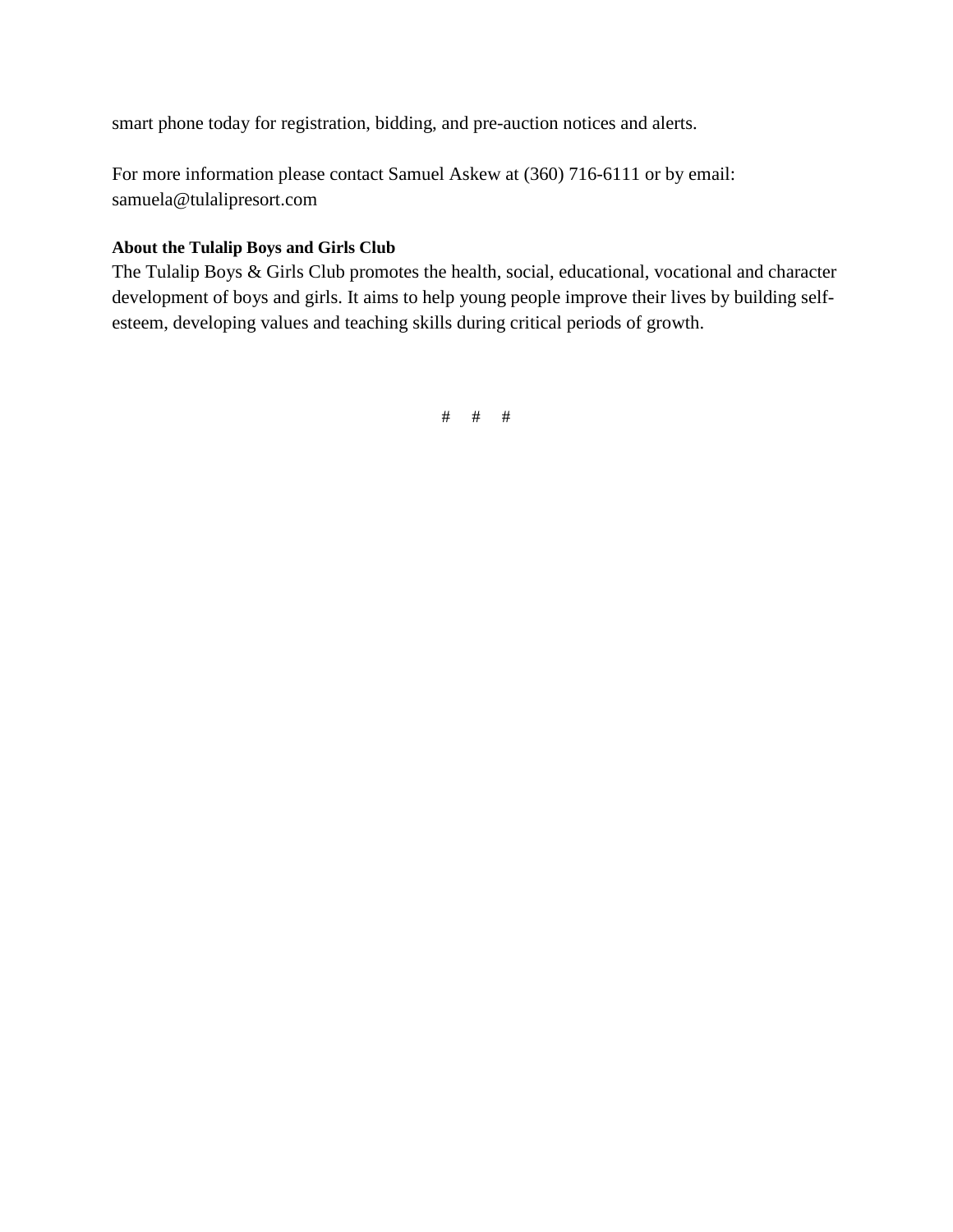smart phone today for registration, bidding, and pre-auction notices and alerts.

For more information please contact Samuel Askew at (360) 716-6111 or by email: samuela@tulalipresort.com

**About the Tulalip Boys and Girls Club**

The Tulalip Boys & Girls Club promotes the health, social, educational, vocational and character development of boys and girls. It aims to help young people improve their lives by building self-esteem, developing values and teaching skills during critical periods of growth.

# # #